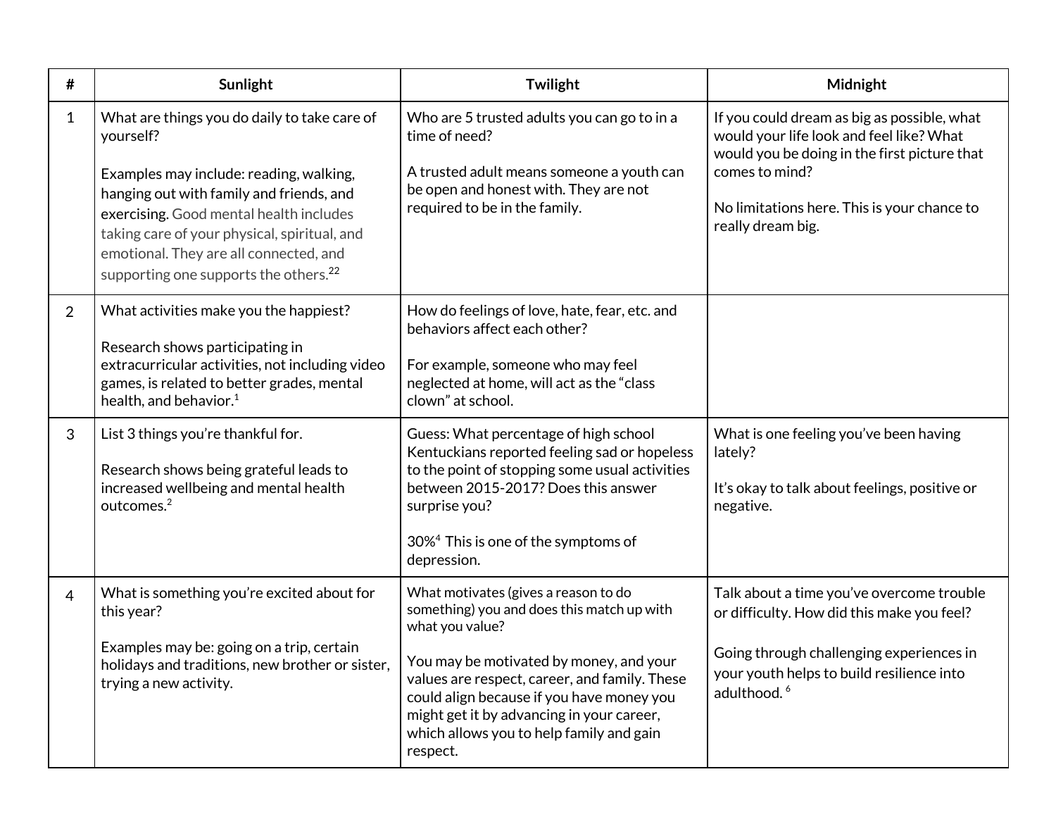| # | Sunlight | Twilight | Midnight |
|---|---|---|---|
| 1 | What are things you do daily to take care of yourself?<br><br>Examples may include: reading, walking, hanging out with family and friends, and exercising. Good mental health includes taking care of your physical, spiritual, and emotional. They are all connected, and supporting one supports the others.[22] | Who are 5 trusted adults you can go to in a time of need?<br><br>A trusted adult means someone a youth can be open and honest with. They are not required to be in the family. | If you could dream as big as possible, what would your life look and feel like? What would you be doing in the first picture that comes to mind?<br><br>No limitations here. This is your chance to really dream big. |
| 2 | What activities make you the happiest?<br><br>Research shows participating in extracurricular activities, not including video games, is related to better grades, mental health, and behavior.[1] | How do feelings of love, hate, fear, etc. and behaviors affect each other?<br><br>For example, someone who may feel neglected at home, will act as the "class clown" at school. | |
| 3 | List 3 things you're thankful for.<br><br>Research shows being grateful leads to increased wellbeing and mental health outcomes.[2] | Guess: What percentage of high school Kentuckians reported feeling sad or hopeless to the point of stopping some usual activities between 2015-2017? Does this answer surprise you?<br><br>30%[4] This is one of the symptoms of depression. | What is one feeling you've been having lately?<br><br>It's okay to talk about feelings, positive or negative. |
| 4 | What is something you're excited about for this year?<br><br>Examples may be: going on a trip, certain holidays and traditions, new brother or sister, trying a new activity. | What motivates (gives a reason to do something) you and does this match up with what you value?<br><br>You may be motivated by money, and your values are respect, career, and family. These could align because if you have money you might get it by advancing in your career, which allows you to help family and gain respect. | Talk about a time you've overcome trouble or difficulty. How did this make you feel?<br><br>Going through challenging experiences in your youth helps to build resilience into adulthood. [6] |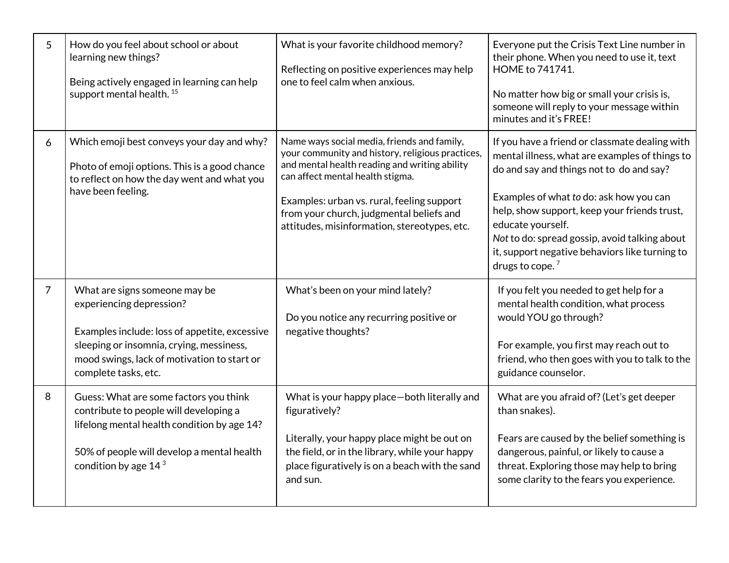| | | | |
|---|---|---|---|
| 5 | How do you feel about school or about learning new things?<br><br>Being actively engaged in learning can help support mental health. [15] | What is your favorite childhood memory?<br><br>Reflecting on positive experiences may help one to feel calm when anxious. | Everyone put the Crisis Text Line number in their phone. When you need to use it, text HOME to 741741.<br><br>No matter how big or small your crisis is, someone will reply to your message within minutes and it's FREE! |
| 6 | Which emoji best conveys your day and why?<br><br>Photo of emoji options. This is a good chance to reflect on how the day went and what you have been feeling. | Name ways social media, friends and family, your community and history, religious practices, and mental health reading and writing ability can affect mental health stigma.<br><br>Examples: urban vs. rural, feeling support from your church, judgmental beliefs and attitudes, misinformation, stereotypes, etc. | If you have a friend or classmate dealing with mental illness, what are examples of things to do and say and things not to do and say?<br><br>Examples of what *to* do: ask how you can help, show support, keep your friends trust, educate yourself.<br>*Not* to do: spread gossip, avoid talking about it, support negative behaviors like turning to drugs to cope. [7] |
| 7 | What are signs someone may be experiencing depression?<br><br>Examples include: loss of appetite, excessive sleeping or insomnia, crying, messiness, mood swings, lack of motivation to start or complete tasks, etc. | What's been on your mind lately?<br><br>Do you notice any recurring positive or negative thoughts? | If you felt you needed to get help for a mental health condition, what process would YOU go through?<br><br>For example, you first may reach out to friend, who then goes with you to talk to the guidance counselor. |
| 8 | Guess: What are some factors you think contribute to people will developing a lifelong mental health condition by age 14?<br><br>50% of people will develop a mental health condition by age 14 [3] | What is your happy place—both literally and figuratively?<br><br>Literally, your happy place might be out on the field, or in the library, while your happy place figuratively is on a beach with the sand and sun. | What are you afraid of? (Let's get deeper than snakes).<br><br>Fears are caused by the belief something is dangerous, painful, or likely to cause a threat. Exploring those may help to bring some clarity to the fears you experience. |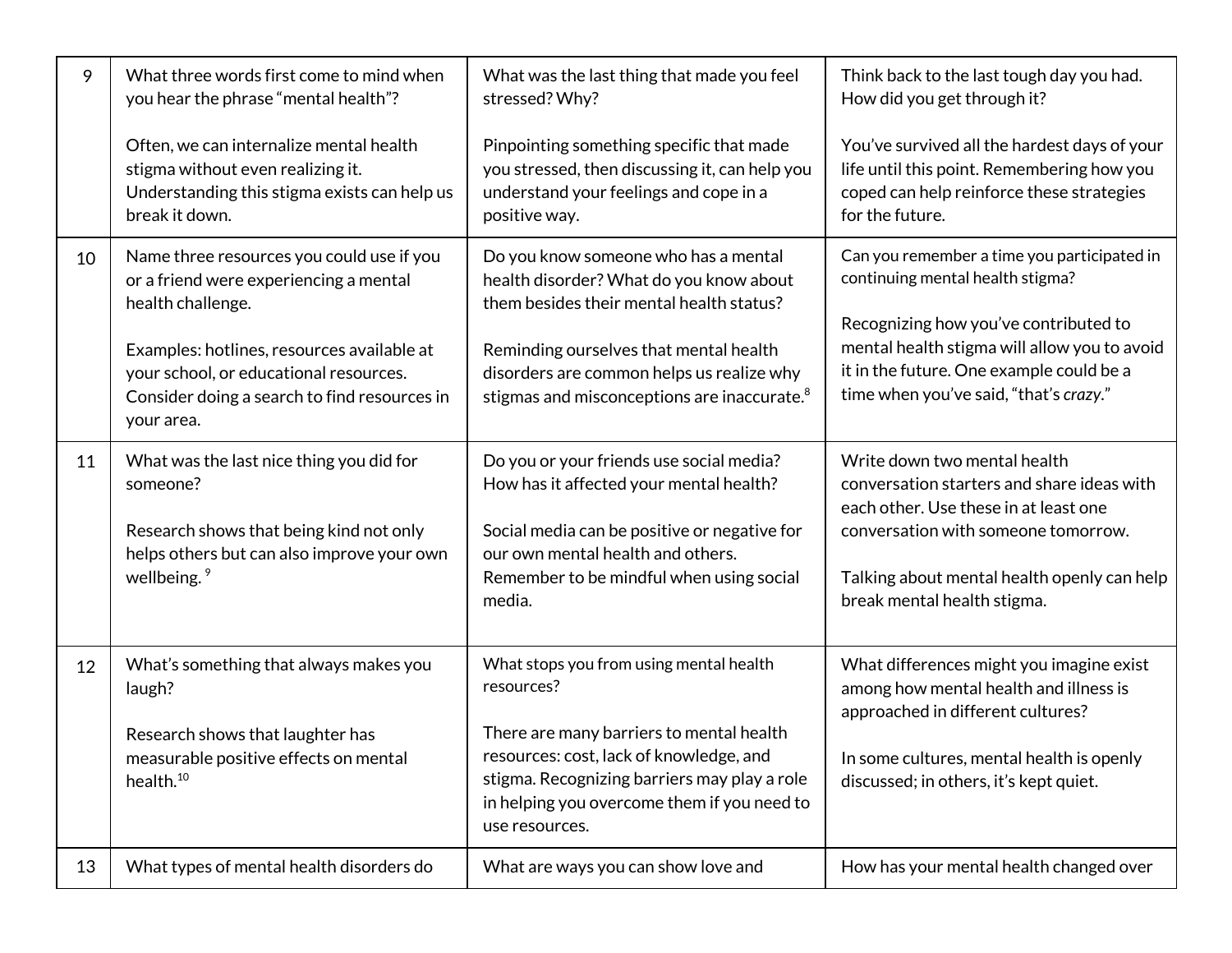| | | | |
|---|---|---|---|
| 9 | What three words first come to mind when you hear the phrase "mental health"?<br><br>Often, we can internalize mental health stigma without even realizing it. Understanding this stigma exists can help us break it down. | What was the last thing that made you feel stressed? Why?<br><br>Pinpointing something specific that made you stressed, then discussing it, can help you understand your feelings and cope in a positive way. | Think back to the last tough day you had. How did you get through it?<br><br>You've survived all the hardest days of your life until this point. Remembering how you coped can help reinforce these strategies for the future. |
| 10 | Name three resources you could use if you or a friend were experiencing a mental health challenge.<br><br>Examples: hotlines, resources available at your school, or educational resources. Consider doing a search to find resources in your area. | Do you know someone who has a mental health disorder? What do you know about them besides their mental health status?<br><br>Reminding ourselves that mental health disorders are common helps us realize why stigmas and misconceptions are inaccurate.[8] | Can you remember a time you participated in continuing mental health stigma?<br><br>Recognizing how you've contributed to mental health stigma will allow you to avoid it in the future. One example could be a time when you've said, "that's *crazy*." |
| 11 | What was the last nice thing you did for someone?<br><br>Research shows that being kind not only helps others but can also improve your own wellbeing.[9] | Do you or your friends use social media? How has it affected your mental health?<br><br>Social media can be positive or negative for our own mental health and others. Remember to be mindful when using social media. | Write down two mental health conversation starters and share ideas with each other. Use these in at least one conversation with someone tomorrow.<br><br>Talking about mental health openly can help break mental health stigma. |
| 12 | What's something that always makes you laugh?<br><br>Research shows that laughter has measurable positive effects on mental health.[10] | What stops you from using mental health resources?<br><br>There are many barriers to mental health resources: cost, lack of knowledge, and stigma. Recognizing barriers may play a role in helping you overcome them if you need to use resources. | What differences might you imagine exist among how mental health and illness is approached in different cultures?<br><br>In some cultures, mental health is openly discussed; in others, it's kept quiet. |
| 13 | What types of mental health disorders do | What are ways you can show love and | How has your mental health changed over |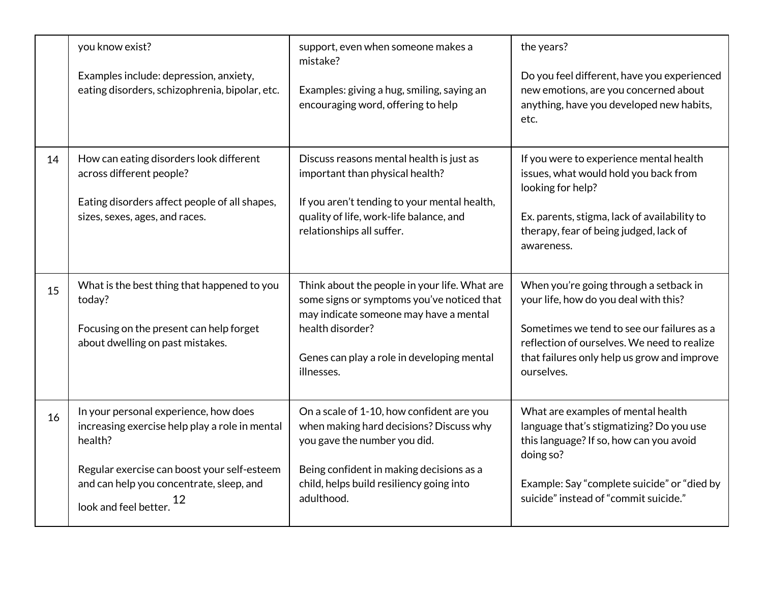| | | | |
|---|---|---|---|
| | you know exist?<br><br>Examples include: depression, anxiety, eating disorders, schizophrenia, bipolar, etc. | support, even when someone makes a mistake?<br><br>Examples: giving a hug, smiling, saying an encouraging word, offering to help | the years?<br><br>Do you feel different, have you experienced new emotions, are you concerned about anything, have you developed new habits, etc. |
| 14 | How can eating disorders look different across different people?<br><br>Eating disorders affect people of all shapes, sizes, sexes, ages, and races. | Discuss reasons mental health is just as important than physical health?<br><br>If you aren't tending to your mental health, quality of life, work-life balance, and relationships all suffer. | If you were to experience mental health issues, what would hold you back from looking for help?<br><br>Ex. parents, stigma, lack of availability to therapy, fear of being judged, lack of awareness. |
| 15 | What is the best thing that happened to you today?<br><br>Focusing on the present can help forget about dwelling on past mistakes. | Think about the people in your life. What are some signs or symptoms you've noticed that may indicate someone may have a mental health disorder?<br><br>Genes can play a role in developing mental illnesses. | When you're going through a setback in your life, how do you deal with this?<br><br>Sometimes we tend to see our failures as a reflection of ourselves. We need to realize that failures only help us grow and improve ourselves. |
| 16 | In your personal experience, how does increasing exercise help play a role in mental health?<br><br>Regular exercise can boost your self-esteem and can help you concentrate, sleep, and look and feel better. | On a scale of 1-10, how confident are you when making hard decisions? Discuss why you gave the number you did.<br><br>Being confident in making decisions as a child, helps build resiliency going into adulthood. | What are examples of mental health language that's stigmatizing? Do you use this language? If so, how can you avoid doing so?<br><br>Example: Say "complete suicide" or "died by suicide" instead of "commit suicide." |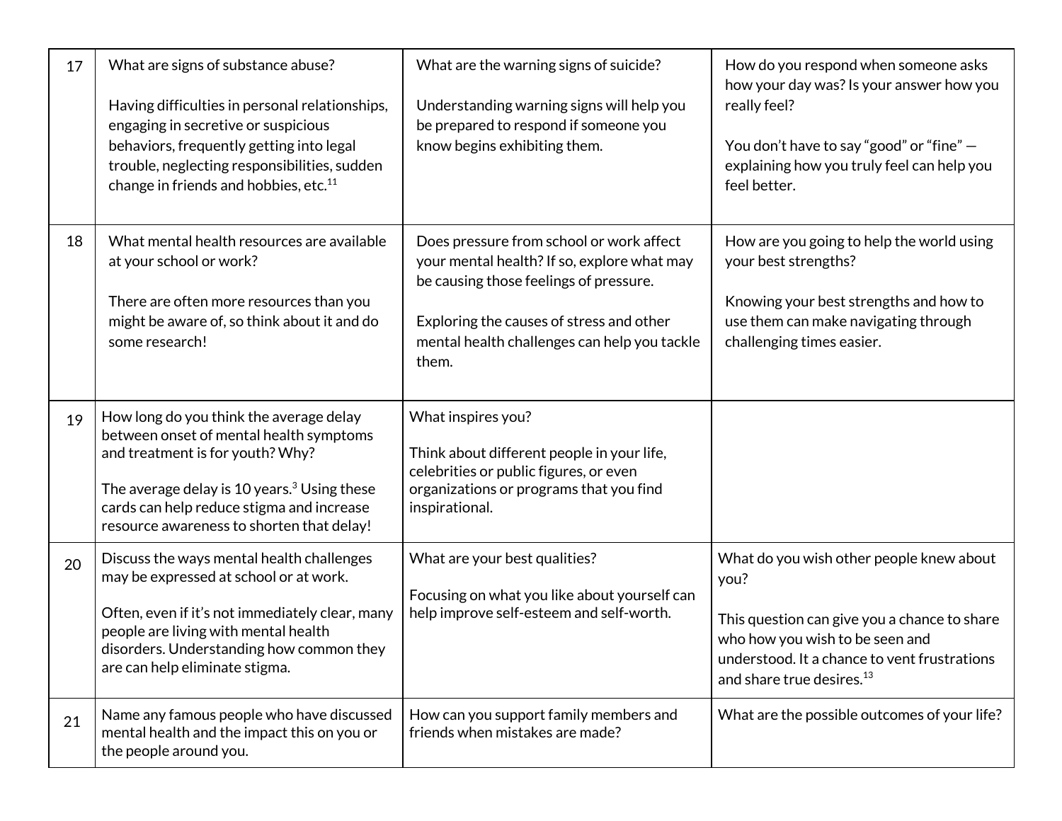| | | | |
|---|---|---|---|
| 17 | What are signs of substance abuse?<br><br>Having difficulties in personal relationships, engaging in secretive or suspicious behaviors, frequently getting into legal trouble, neglecting responsibilities, sudden change in friends and hobbies, etc.[11] | What are the warning signs of suicide?<br><br>Understanding warning signs will help you be prepared to respond if someone you know begins exhibiting them. | How do you respond when someone asks how your day was? Is your answer how you really feel?<br><br>You don't have to say "good" or "fine" — explaining how you truly feel can help you feel better. |
| 18 | What mental health resources are available at your school or work?<br><br>There are often more resources than you might be aware of, so think about it and do some research! | Does pressure from school or work affect your mental health? If so, explore what may be causing those feelings of pressure.<br><br>Exploring the causes of stress and other mental health challenges can help you tackle them. | How are you going to help the world using your best strengths?<br><br>Knowing your best strengths and how to use them can make navigating through challenging times easier. |
| 19 | How long do you think the average delay between onset of mental health symptoms and treatment is for youth? Why?<br><br>The average delay is 10 years.[3] Using these cards can help reduce stigma and increase resource awareness to shorten that delay! | What inspires you?<br><br>Think about different people in your life, celebrities or public figures, or even organizations or programs that you find inspirational. | |
| 20 | Discuss the ways mental health challenges may be expressed at school or at work.<br><br>Often, even if it's not immediately clear, many people are living with mental health disorders. Understanding how common they are can help eliminate stigma. | What are your best qualities?<br><br>Focusing on what you like about yourself can help improve self-esteem and self-worth. | What do you wish other people knew about you?<br><br>This question can give you a chance to share who how you wish to be seen and understood. It a chance to vent frustrations and share true desires.[13] |
| 21 | Name any famous people who have discussed mental health and the impact this on you or the people around you. | How can you support family members and friends when mistakes are made? | What are the possible outcomes of your life? |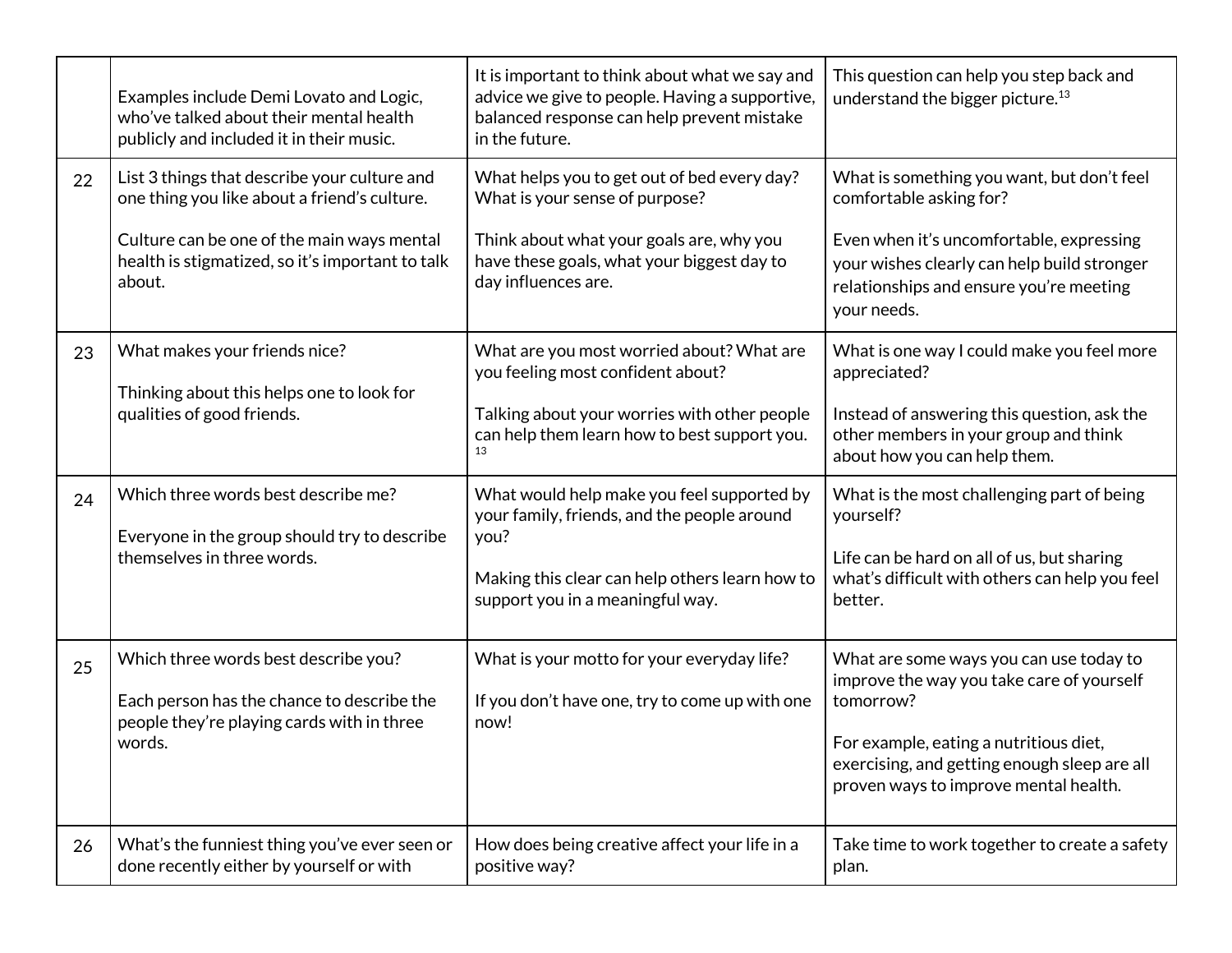| | | | |
|---|---|---|---|
| | Examples include Demi Lovato and Logic, who've talked about their mental health publicly and included it in their music. | It is important to think about what we say and advice we give to people. Having a supportive, balanced response can help prevent mistake in the future. | This question can help you step back and understand the bigger picture.[13] |
| 22 | List 3 things that describe your culture and one thing you like about a friend's culture.<br><br>Culture can be one of the main ways mental health is stigmatized, so it's important to talk about. | What helps you to get out of bed every day? What is your sense of purpose?<br><br>Think about what your goals are, why you have these goals, what your biggest day to day influences are. | What is something you want, but don't feel comfortable asking for?<br><br>Even when it's uncomfortable, expressing your wishes clearly can help build stronger relationships and ensure you're meeting your needs. |
| 23 | What makes your friends nice?<br><br>Thinking about this helps one to look for qualities of good friends. | What are you most worried about? What are you feeling most confident about?<br><br>Talking about your worries with other people can help them learn how to best support you.[13] | What is one way I could make you feel more appreciated?<br><br>Instead of answering this question, ask the other members in your group and think about how you can help them. |
| 24 | Which three words best describe me?<br><br>Everyone in the group should try to describe themselves in three words. | What would help make you feel supported by your family, friends, and the people around you?<br><br>Making this clear can help others learn how to support you in a meaningful way. | What is the most challenging part of being yourself?<br><br>Life can be hard on all of us, but sharing what's difficult with others can help you feel better. |
| 25 | Which three words best describe you?<br><br>Each person has the chance to describe the people they're playing cards with in three words. | What is your motto for your everyday life?<br><br>If you don't have one, try to come up with one now! | What are some ways you can use today to improve the way you take care of yourself tomorrow?<br><br>For example, eating a nutritious diet, exercising, and getting enough sleep are all proven ways to improve mental health. |
| 26 | What's the funniest thing you've ever seen or done recently either by yourself or with | How does being creative affect your life in a positive way? | Take time to work together to create a safety plan. |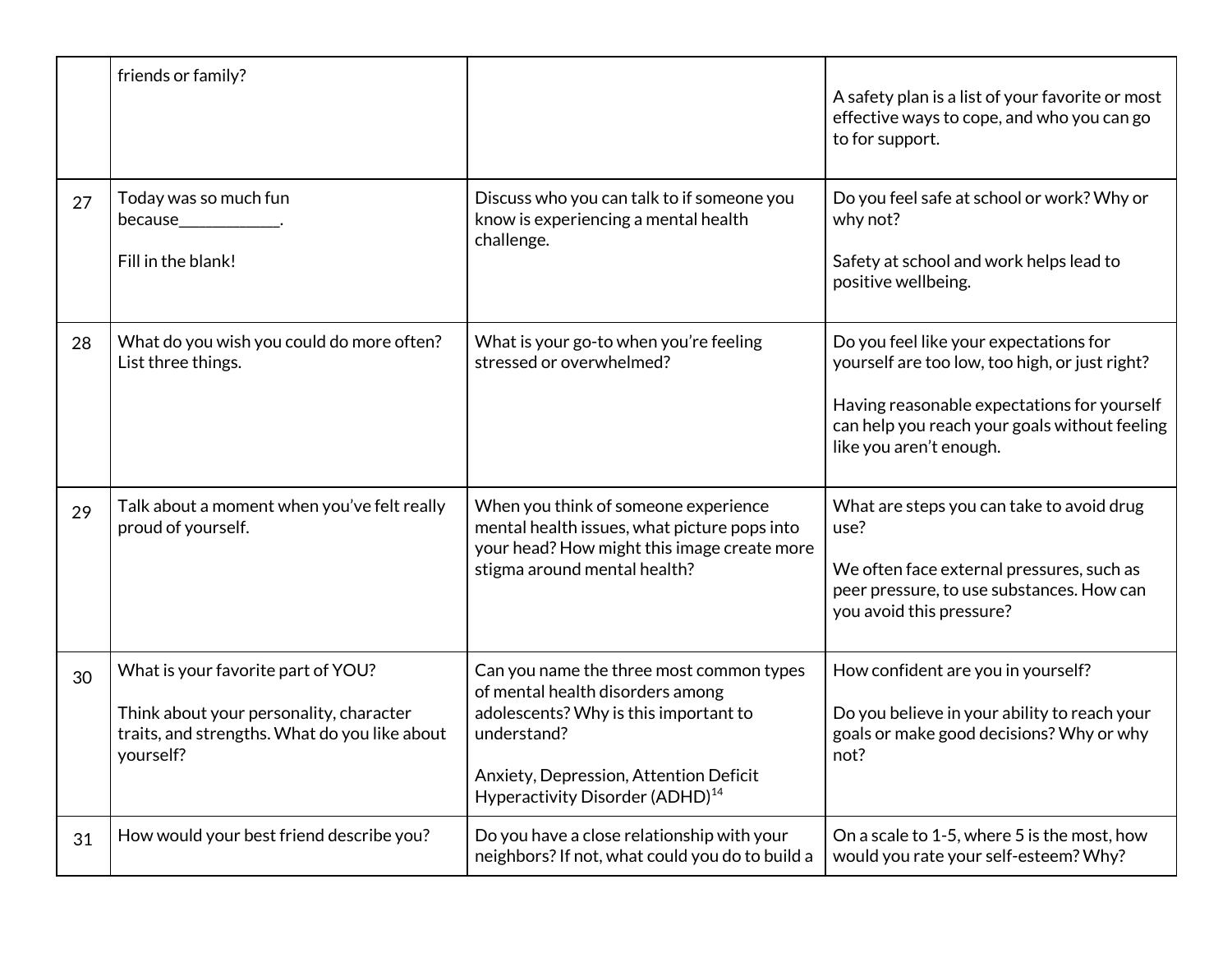| | | | |
|---|---|---|---|
| | friends or family? | | A safety plan is a list of your favorite or most effective ways to cope, and who you can go to for support. |
| 27 | Today was so much fun because____________.<br><br>Fill in the blank! | Discuss who you can talk to if someone you know is experiencing a mental health challenge. | Do you feel safe at school or work? Why or why not?<br><br>Safety at school and work helps lead to positive wellbeing. |
| 28 | What do you wish you could do more often? List three things. | What is your go-to when you're feeling stressed or overwhelmed? | Do you feel like your expectations for yourself are too low, too high, or just right?<br><br>Having reasonable expectations for yourself can help you reach your goals without feeling like you aren't enough. |
| 29 | Talk about a moment when you've felt really proud of yourself. | When you think of someone experience mental health issues, what picture pops into your head? How might this image create more stigma around mental health? | What are steps you can take to avoid drug use?<br><br>We often face external pressures, such as peer pressure, to use substances. How can you avoid this pressure? |
| 30 | What is your favorite part of YOU?<br><br>Think about your personality, character traits, and strengths. What do you like about yourself? | Can you name the three most common types of mental health disorders among adolescents? Why is this important to understand?<br><br>Anxiety, Depression, Attention Deficit Hyperactivity Disorder (ADHD)[14] | How confident are you in yourself?<br><br>Do you believe in your ability to reach your goals or make good decisions? Why or why not? |
| 31 | How would your best friend describe you? | Do you have a close relationship with your neighbors? If not, what could you do to build a | On a scale to 1-5, where 5 is the most, how would you rate your self-esteem? Why? |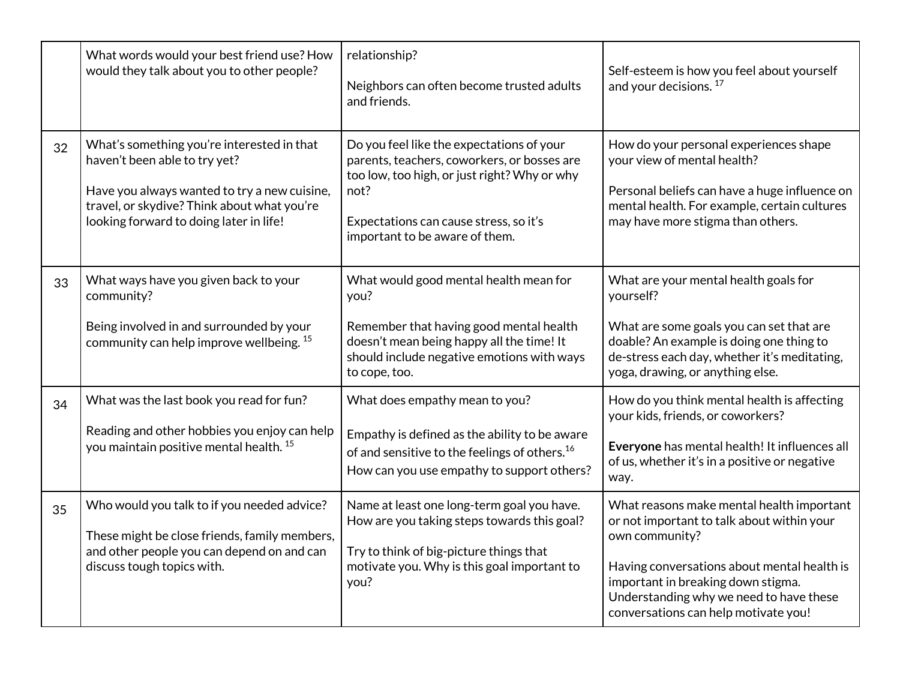| | | | |
|---|---|---|---|
| | What words would your best friend use? How would they talk about you to other people? | relationship?<br><br>Neighbors can often become trusted adults and friends. | Self-esteem is how you feel about yourself and your decisions. [17] |
| 32 | What's something you're interested in that haven't been able to try yet?<br><br>Have you always wanted to try a new cuisine, travel, or skydive? Think about what you're looking forward to doing later in life! | Do you feel like the expectations of your parents, teachers, coworkers, or bosses are too low, too high, or just right? Why or why not?<br><br>Expectations can cause stress, so it's important to be aware of them. | How do your personal experiences shape your view of mental health?<br><br>Personal beliefs can have a huge influence on mental health. For example, certain cultures may have more stigma than others. |
| 33 | What ways have you given back to your community?<br><br>Being involved in and surrounded by your community can help improve wellbeing. [15] | What would good mental health mean for you?<br><br>Remember that having good mental health doesn't mean being happy all the time! It should include negative emotions with ways to cope, too. | What are your mental health goals for yourself?<br><br>What are some goals you can set that are doable? An example is doing one thing to de-stress each day, whether it's meditating, yoga, drawing, or anything else. |
| 34 | What was the last book you read for fun?<br><br>Reading and other hobbies you enjoy can help you maintain positive mental health. [15] | What does empathy mean to you?<br><br>Empathy is defined as the ability to be aware of and sensitive to the feelings of others.[16] How can you use empathy to support others? | How do you think mental health is affecting your kids, friends, or coworkers?<br><br>**Everyone** has mental health! It influences all of us, whether it's in a positive or negative way. |
| 35 | Who would you talk to if you needed advice?<br><br>These might be close friends, family members, and other people you can depend on and can discuss tough topics with. | Name at least one long-term goal you have. How are you taking steps towards this goal?<br><br>Try to think of big-picture things that motivate you. Why is this goal important to you? | What reasons make mental health important or not important to talk about within your own community?<br><br>Having conversations about mental health is important in breaking down stigma. Understanding why we need to have these conversations can help motivate you! |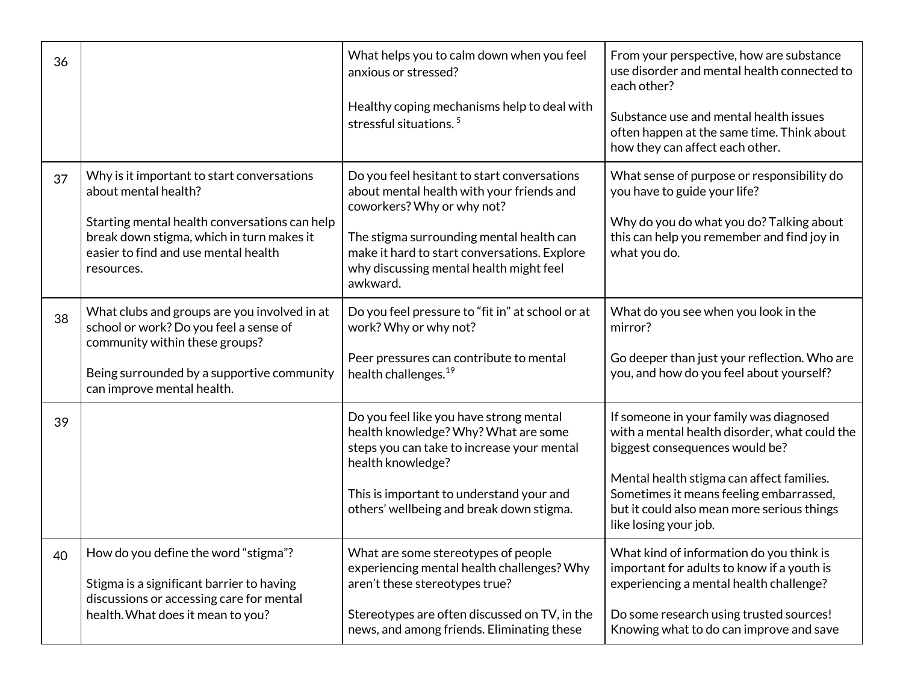| | | | |
|---|---|---|---|
| 36 | | What helps you to calm down when you feel anxious or stressed?<br><br>Healthy coping mechanisms help to deal with stressful situations. [5] | From your perspective, how are substance use disorder and mental health connected to each other?<br><br>Substance use and mental health issues often happen at the same time. Think about how they can affect each other. |
| 37 | Why is it important to start conversations about mental health?<br><br>Starting mental health conversations can help break down stigma, which in turn makes it easier to find and use mental health resources. | Do you feel hesitant to start conversations about mental health with your friends and coworkers? Why or why not?<br><br>The stigma surrounding mental health can make it hard to start conversations. Explore why discussing mental health might feel awkward. | What sense of purpose or responsibility do you have to guide your life?<br><br>Why do you do what you do? Talking about this can help you remember and find joy in what you do. |
| 38 | What clubs and groups are you involved in at school or work? Do you feel a sense of community within these groups?<br><br>Being surrounded by a supportive community can improve mental health. | Do you feel pressure to "fit in" at school or at work? Why or why not?<br><br>Peer pressures can contribute to mental health challenges.[19] | What do you see when you look in the mirror?<br><br>Go deeper than just your reflection. Who are you, and how do you feel about yourself? |
| 39 | | Do you feel like you have strong mental health knowledge? Why? What are some steps you can take to increase your mental health knowledge?<br><br>This is important to understand your and others' wellbeing and break down stigma. | If someone in your family was diagnosed with a mental health disorder, what could the biggest consequences would be?<br><br>Mental health stigma can affect families. Sometimes it means feeling embarrassed, but it could also mean more serious things like losing your job. |
| 40 | How do you define the word "stigma"?<br><br>Stigma is a significant barrier to having discussions or accessing care for mental health. What does it mean to you? | What are some stereotypes of people experiencing mental health challenges? Why aren't these stereotypes true?<br><br>Stereotypes are often discussed on TV, in the news, and among friends. Eliminating these | What kind of information do you think is important for adults to know if a youth is experiencing a mental health challenge?<br><br>Do some research using trusted sources! Knowing what to do can improve and save |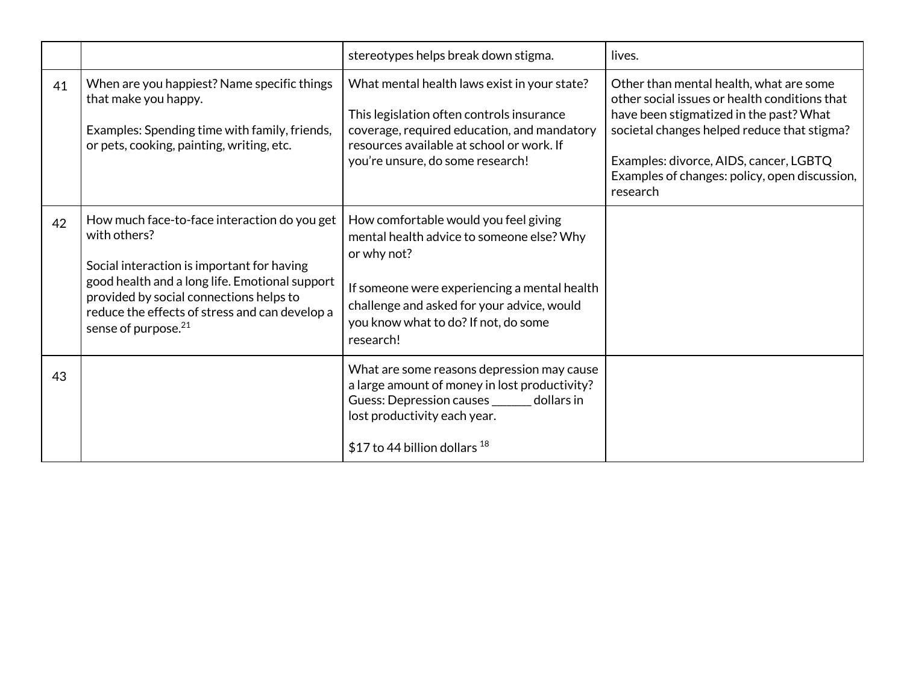| | | | |
|---|---|---|---|
| | | stereotypes helps break down stigma. | lives. |
| 41 | When are you happiest? Name specific things that make you happy.<br><br>Examples: Spending time with family, friends, or pets, cooking, painting, writing, etc. | What mental health laws exist in your state?<br><br>This legislation often controls insurance coverage, required education, and mandatory resources available at school or work. If you're unsure, do some research! | Other than mental health, what are some other social issues or health conditions that have been stigmatized in the past? What societal changes helped reduce that stigma?<br><br>Examples: divorce, AIDS, cancer, LGBTQ<br>Examples of changes: policy, open discussion, research |
| 42 | How much face-to-face interaction do you get with others?<br><br>Social interaction is important for having good health and a long life. Emotional support provided by social connections helps to reduce the effects of stress and can develop a sense of purpose.[21] | How comfortable would you feel giving mental health advice to someone else? Why or why not?<br><br>If someone were experiencing a mental health challenge and asked for your advice, would you know what to do? If not, do some research! | |
| 43 | | What are some reasons depression may cause a large amount of money in lost productivity?<br>Guess: Depression causes ______ dollars in lost productivity each year.<br><br>$17 to 44 billion dollars [18] | |